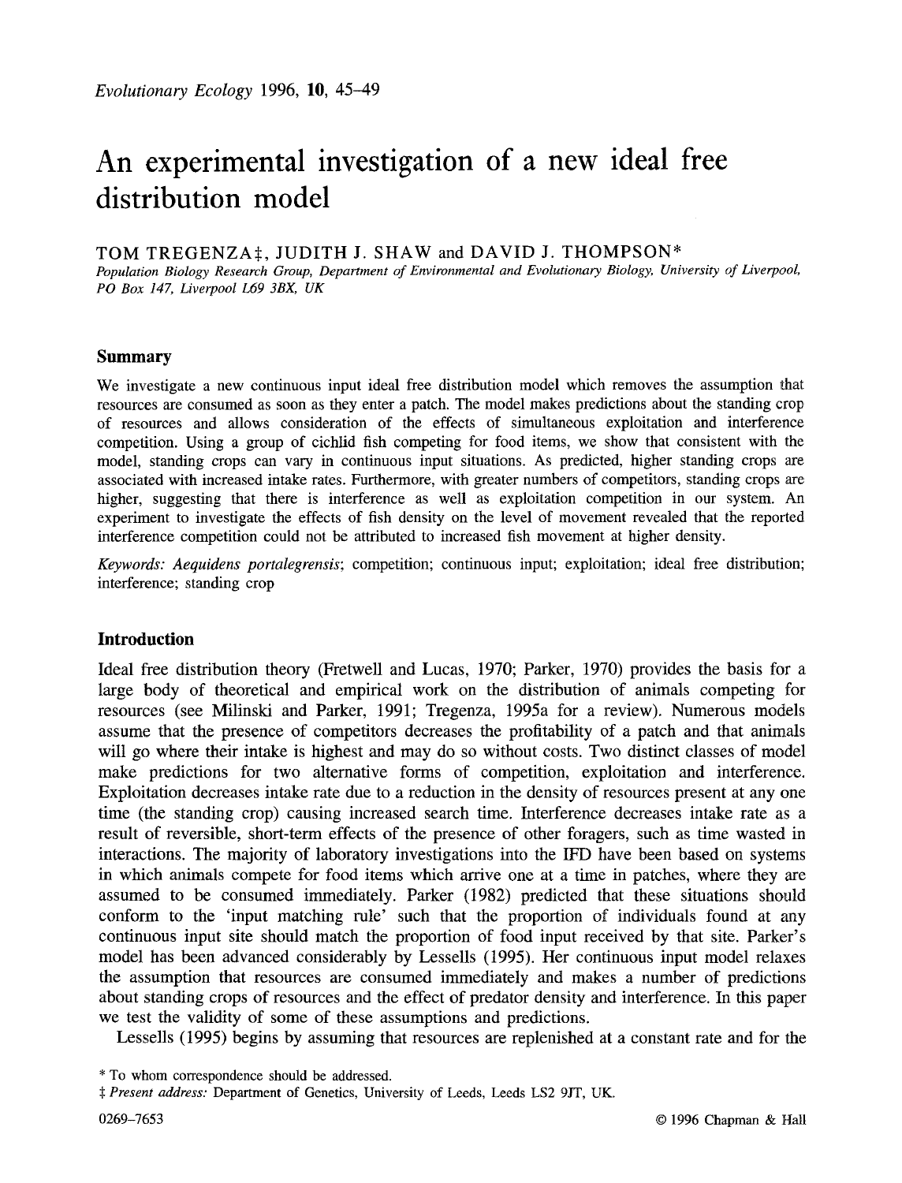# An experimental investigation of a new ideal free distribution model

TOM TREGENZA‡, JUDITH J. SHAW and DAVID J. THOMPSON*

*Population Biology Research Group, Department of Environmental and Evolutionary Biology, University of Liverpool, PO Box 147, Liverpool L69 3BX, UK*

## Summary

We investigate a new continuous input ideal free distribution model which removes the assumption that resources are consumed as soon as they enter a patch. The model makes predictions about the standing crop of resources and allows consideration of the effects of simultaneous exploitation and interference competition. Using a group of cichlid fish competing for food items, we show that consistent with the model, standing crops can vary in continuous input situations. As predicted, higher standing crops are associated with increased intake rates. Furthermore, with greater numbers of competitors, standing crops are higher, suggesting that there is interference as well as exploitation competition in our system. An experiment to investigate the effects of fish density on the level of movement revealed that the reported interference competition could not be attributed to increased fish movement at higher density.

*Keywords: Aequidens portalegrensis*; competition; continuous input; exploitation; ideal free distribution; interference; standing crop

## Introduction

Ideal free distribution theory (Fretwell and Lucas, 1970; Parker, 1970) provides the basis for a large body of theoretical and empirical work on the distribution of animals competing for resources (see Milinski and Parker, 1991; Tregenza, 1995a for a review). Numerous models assume that the presence of competitors decreases the profitability of a patch and that animals will go where their intake is highest and may do so without costs. Two distinct classes of model make predictions for two alternative forms of competition, exploitation and interference. Exploitation decreases intake rate due to a reduction in the density of resources present at any one time (the standing crop) causing increased search time. Interference decreases intake rate as a result of reversible, short-term effects of the presence of other foragers, such as time wasted in interactions. The majority of laboratory investigations into the IFD have been based on systems in which animals compete for food items which arrive one at a time in patches, where they are assumed to be consumed immediately. Parker (1982) predicted that these situations should conform to the 'input matching rule' such that the proportion of individuals found at any continuous input site should match the proportion of food input received by that site. Parker's model has been advanced considerably by Lessells (1995). Her continuous input model relaxes the assumption that resources are consumed immediately and makes a number of predictions about standing crops of resources and the effect of predator density and interference. In this paper we test the validity of some of these assumptions and predictions.

Lessells (1995) begins by assuming that resources are replenished at a constant rate and for the

* To whom correspondence should be addressed.

‡ *Present address:* Department of Genetics, University of Leeds, Leeds LS2 9JT, UK.

0269-7653 © 1996 Chapman & Hall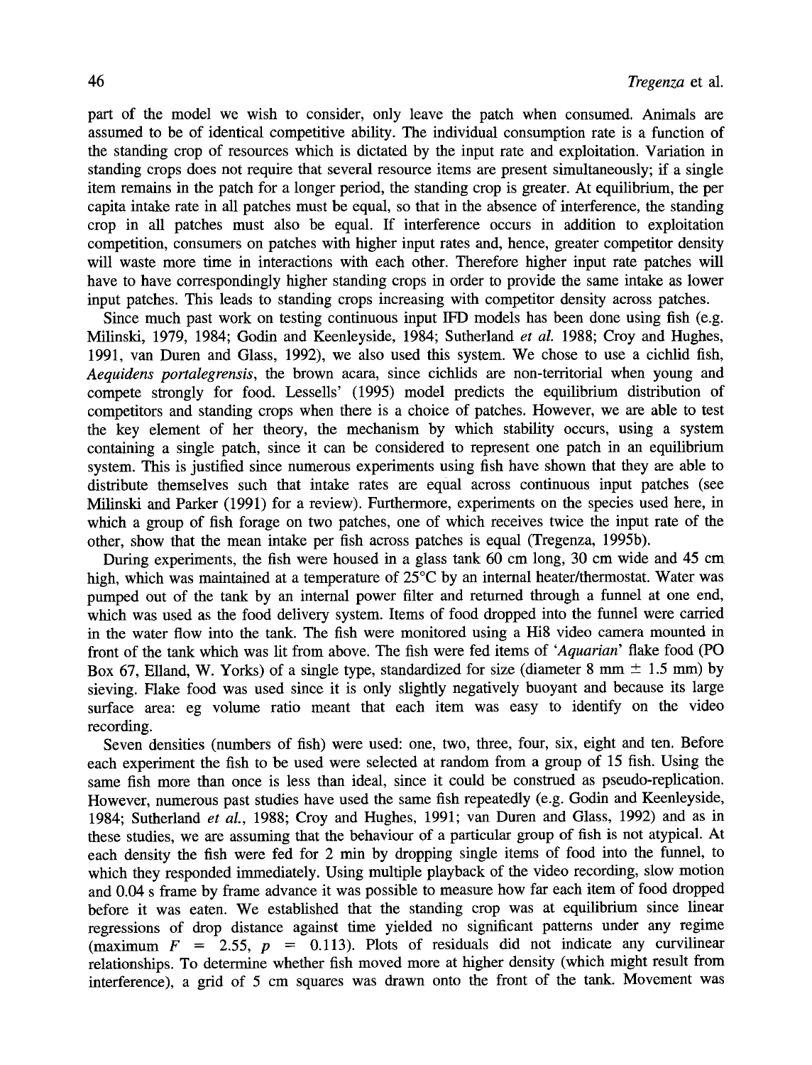part of the model we wish to consider, only leave the patch when consumed. Animals are assumed to be of identical competitive ability. The individual consumption rate is a function of the standing crop of resources which is dictated by the input rate and exploitation. Variation in standing crops does not require that several resource items are present simultaneously; if a single item remains in the patch for a longer period, the standing crop is greater. At equilibrium, the per capita intake rate in all patches must be equal, so that in the absence of interference, the standing crop in all patches must also be equal. If interference occurs in addition to exploitation competition, consumers on patches with higher input rates and, hence, greater competitor density will waste more time in interactions with each other. Therefore higher input rate patches will have to have correspondingly higher standing crops in order to provide the same intake as lower input patches. This leads to standing crops increasing with competitor density across patches.

Since much past work on testing continuous input IFD models has been done using fish (e.g. Milinski, 1979, 1984; Godin and Keenleyside, 1984; Sutherland *et al.* 1988; Croy and Hughes, 1991, van Duren and Glass, 1992), we also used this system. We chose to use a cichlid fish, *Aequidens portalegrensis*, the brown acara, since cichlids are non-territorial when young and compete strongly for food. Lessells' (1995) model predicts the equilibrium distribution of competitors and standing crops when there is a choice of patches. However, we are able to test the key element of her theory, the mechanism by which stability occurs, using a system containing a single patch, since it can be considered to represent one patch in an equilibrium system. This is justified since numerous experiments using fish have shown that they are able to distribute themselves such that intake rates are equal across continuous input patches (see Milinski and Parker (1991) for a review). Furthermore, experiments on the species used here, in which a group of fish forage on two patches, one of which receives twice the input rate of the other, show that the mean intake per fish across patches is equal (Tregenza, 1995b).

During experiments, the fish were housed in a glass tank 60 cm long, 30 cm wide and 45 cm high, which was maintained at a temperature of 25°C by an internal heater/thermostat. Water was pumped out of the tank by an internal power filter and returned through a funnel at one end, which was used as the food delivery system. Items of food dropped into the funnel were carried in the water flow into the tank. The fish were monitored using a Hi8 video camera mounted in front of the tank which was lit from above. The fish were fed items of '*Aquarian*' flake food (PO Box 67, Elland, W. Yorks) of a single type, standardized for size (diameter 8 mm ± 1.5 mm) by sieving. Flake food was used since it is only slightly negatively buoyant and because its large surface area: eg volume ratio meant that each item was easy to identify on the video recording.

Seven densities (numbers of fish) were used: one, two, three, four, six, eight and ten. Before each experiment the fish to be used were selected at random from a group of 15 fish. Using the same fish more than once is less than ideal, since it could be construed as pseudo-replication. However, numerous past studies have used the same fish repeatedly (e.g. Godin and Keenleyside, 1984; Sutherland *et al.*, 1988; Croy and Hughes, 1991; van Duren and Glass, 1992) and as in these studies, we are assuming that the behaviour of a particular group of fish is not atypical. At each density the fish were fed for 2 min by dropping single items of food into the funnel, to which they responded immediately. Using multiple playback of the video recording, slow motion and 0.04 s frame by frame advance it was possible to measure how far each item of food dropped before it was eaten. We established that the standing crop was at equilibrium since linear regressions of drop distance against time yielded no significant patterns under any regime (maximum $F = 2.55$, $p = 0.113$). Plots of residuals did not indicate any curvilinear relationships. To determine whether fish moved more at higher density (which might result from interference), a grid of 5 cm squares was drawn onto the front of the tank. Movement was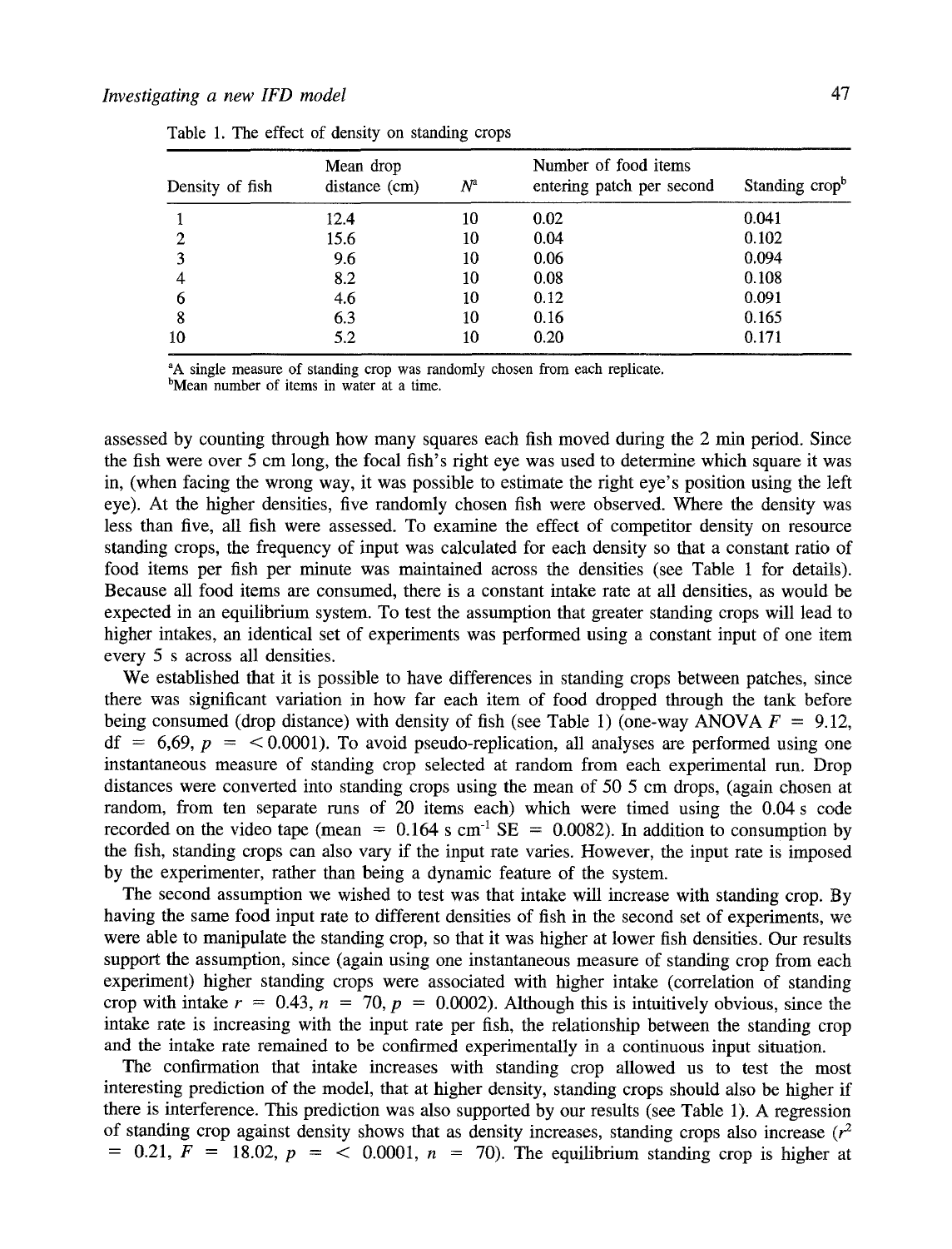Table 1. The effect of density on standing crops

| Density of fish | Mean drop distance (cm) | $N$[a] | Number of food items entering patch per second | Standing crop[b] |
|---|---|---|---|---|
| 1 | 12.4 | 10 | 0.02 | 0.041 |
| 2 | 15.6 | 10 | 0.04 | 0.102 |
| 3 | 9.6 | 10 | 0.06 | 0.094 |
| 4 | 8.2 | 10 | 0.08 | 0.108 |
| 6 | 4.6 | 10 | 0.12 | 0.091 |
| 8 | 6.3 | 10 | 0.16 | 0.165 |
| 10 | 5.2 | 10 | 0.20 | 0.171 |

[a]A single measure of standing crop was randomly chosen from each replicate.
[b]Mean number of items in water at a time.

assessed by counting through how many squares each fish moved during the 2 min period. Since the fish were over 5 cm long, the focal fish's right eye was used to determine which square it was in, (when facing the wrong way, it was possible to estimate the right eye's position using the left eye). At the higher densities, five randomly chosen fish were observed. Where the density was less than five, all fish were assessed. To examine the effect of competitor density on resource standing crops, the frequency of input was calculated for each density so that a constant ratio of food items per fish per minute was maintained across the densities (see Table 1 for details). Because all food items are consumed, there is a constant intake rate at all densities, as would be expected in an equilibrium system. To test the assumption that greater standing crops will lead to higher intakes, an identical set of experiments was performed using a constant input of one item every 5 s across all densities.

We established that it is possible to have differences in standing crops between patches, since there was significant variation in how far each item of food dropped through the tank before being consumed (drop distance) with density of fish (see Table 1) (one-way ANOVA $F = 9.12$, df = 6,69, $p = < 0.0001$). To avoid pseudo-replication, all analyses are performed using one instantaneous measure of standing crop selected at random from each experimental run. Drop distances were converted into standing crops using the mean of 50 5 cm drops, (again chosen at random, from ten separate runs of 20 items each) which were timed using the 0.04 s code recorded on the video tape (mean = 0.164 s $cm^{-1}$ SE = 0.0082). In addition to consumption by the fish, standing crops can also vary if the input rate varies. However, the input rate is imposed by the experimenter, rather than being a dynamic feature of the system.

The second assumption we wished to test was that intake will increase with standing crop. By having the same food input rate to different densities of fish in the second set of experiments, we were able to manipulate the standing crop, so that it was higher at lower fish densities. Our results support the assumption, since (again using one instantaneous measure of standing crop from each experiment) higher standing crops were associated with higher intake (correlation of standing crop with intake $r = 0.43$, $n = 70$, $p = 0.0002$). Although this is intuitively obvious, since the intake rate is increasing with the input rate per fish, the relationship between the standing crop and the intake rate remained to be confirmed experimentally in a continuous input situation.

The confirmation that intake increases with standing crop allowed us to test the most interesting prediction of the model, that at higher density, standing crops should also be higher if there is interference. This prediction was also supported by our results (see Table 1). A regression of standing crop against density shows that as density increases, standing crops also increase ($r^2 = 0.21$, $F = 18.02$, $p = < 0.0001$, $n = 70$). The equilibrium standing crop is higher at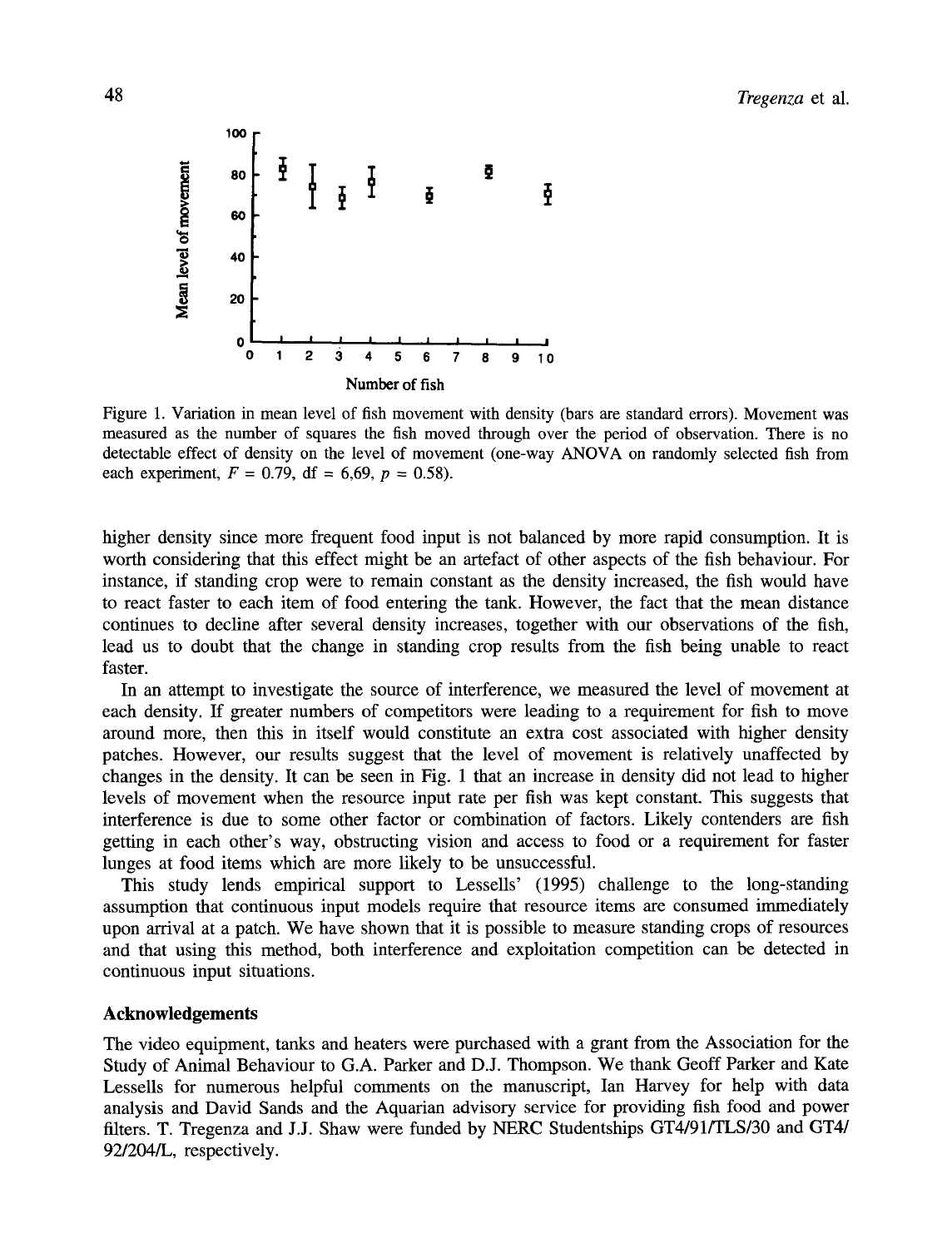100

80

60

40

20

0

Mean level of movement

0 1 2 3 4 5 6 7 8 9 10

Number of fish

Figure 1. Variation in mean level of fish movement with density (bars are standard errors). Movement was measured as the number of squares the fish moved through over the period of observation. There is no detectable effect of density on the level of movement (one-way ANOVA on randomly selected fish from each experiment, $F = 0.79$, df = 6,69, $p = 0.58$).

higher density since more frequent food input is not balanced by more rapid consumption. It is worth considering that this effect might be an artefact of other aspects of the fish behaviour. For instance, if standing crop were to remain constant as the density increased, the fish would have to react faster to each item of food entering the tank. However, the fact that the mean distance continues to decline after several density increases, together with our observations of the fish, lead us to doubt that the change in standing crop results from the fish being unable to react faster.

In an attempt to investigate the source of interference, we measured the level of movement at each density. If greater numbers of competitors were leading to a requirement for fish to move around more, then this in itself would constitute an extra cost associated with higher density patches. However, our results suggest that the level of movement is relatively unaffected by changes in the density. It can be seen in Fig. 1 that an increase in density did not lead to higher levels of movement when the resource input rate per fish was kept constant. This suggests that interference is due to some other factor or combination of factors. Likely contenders are fish getting in each other's way, obstructing vision and access to food or a requirement for faster lunges at food items which are more likely to be unsuccessful.

This study lends empirical support to Lessells' (1995) challenge to the long-standing assumption that continuous input models require that resource items are consumed immediately upon arrival at a patch. We have shown that it is possible to measure standing crops of resources and that using this method, both interference and exploitation competition can be detected in continuous input situations.

## Acknowledgements

The video equipment, tanks and heaters were purchased with a grant from the Association for the Study of Animal Behaviour to G.A. Parker and D.J. Thompson. We thank Geoff Parker and Kate Lessells for numerous helpful comments on the manuscript, Ian Harvey for help with data analysis and David Sands and the Aquarian advisory service for providing fish food and power filters. T. Tregenza and J.J. Shaw were funded by NERC Studentships GT4/91/TLS/30 and GT4/92/204/L, respectively.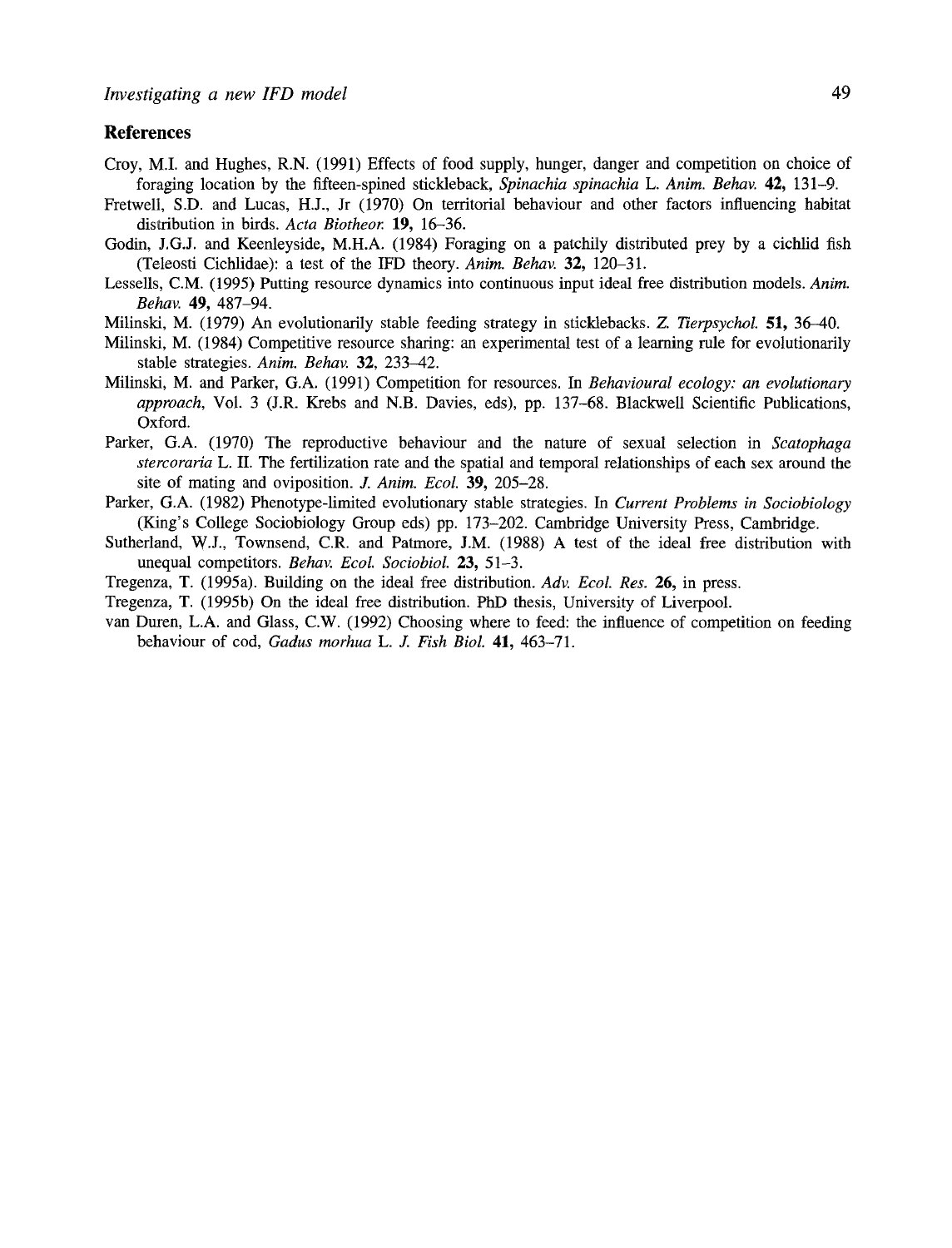## References

Croy, M.I. and Hughes, R.N. (1991) Effects of food supply, hunger, danger and competition on choice of foraging location by the fifteen-spined stickleback, *Spinachia spinachia* L. *Anim. Behav.* **42,** 131–9.

Fretwell, S.D. and Lucas, H.J., Jr (1970) On territorial behaviour and other factors influencing habitat distribution in birds. *Acta Biotheor.* **19,** 16–36.

Godin, J.G.J. and Keenleyside, M.H.A. (1984) Foraging on a patchily distributed prey by a cichlid fish (Teleosti Cichlidae): a test of the IFD theory. *Anim. Behav.* **32,** 120–31.

Lessells, C.M. (1995) Putting resource dynamics into continuous input ideal free distribution models. *Anim. Behav.* **49,** 487–94.

Milinski, M. (1979) An evolutionarily stable feeding strategy in sticklebacks. *Z. Tierpsychol.* **51,** 36–40.

Milinski, M. (1984) Competitive resource sharing: an experimental test of a learning rule for evolutionarily stable strategies. *Anim. Behav.* **32,** 233–42.

Milinski, M. and Parker, G.A. (1991) Competition for resources. In *Behavioural ecology: an evolutionary approach*, Vol. 3 (J.R. Krebs and N.B. Davies, eds), pp. 137–68. Blackwell Scientific Publications, Oxford.

Parker, G.A. (1970) The reproductive behaviour and the nature of sexual selection in *Scatophaga stercoraria* L. II. The fertilization rate and the spatial and temporal relationships of each sex around the site of mating and oviposition. *J. Anim. Ecol.* **39,** 205–28.

Parker, G.A. (1982) Phenotype-limited evolutionary stable strategies. In *Current Problems in Sociobiology* (King's College Sociobiology Group eds) pp. 173–202. Cambridge University Press, Cambridge.

Sutherland, W.J., Townsend, C.R. and Patmore, J.M. (1988) A test of the ideal free distribution with unequal competitors. *Behav. Ecol. Sociobiol.* **23,** 51–3.

Tregenza, T. (1995a). Building on the ideal free distribution. *Adv. Ecol. Res.* **26,** in press.

Tregenza, T. (1995b) On the ideal free distribution. PhD thesis, University of Liverpool.

van Duren, L.A. and Glass, C.W. (1992) Choosing where to feed: the influence of competition on feeding behaviour of cod, *Gadus morhua* L. *J. Fish Biol.* **41,** 463–71.